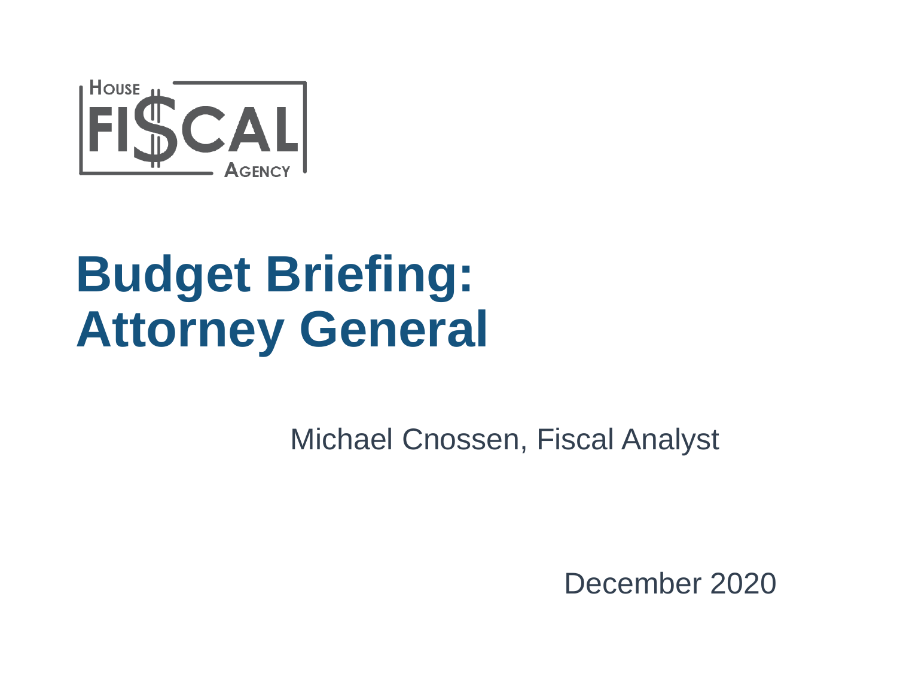HOUSE FISCAL AGENCY

# Budget Briefing: Attorney General

Michael Cnossen, Fiscal Analyst

December 2020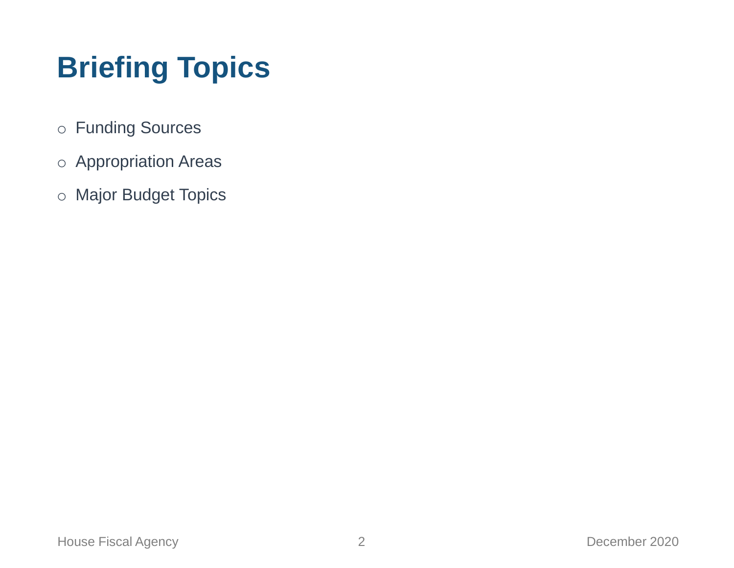# Briefing Topics

- Funding Sources
- Appropriation Areas
- Major Budget Topics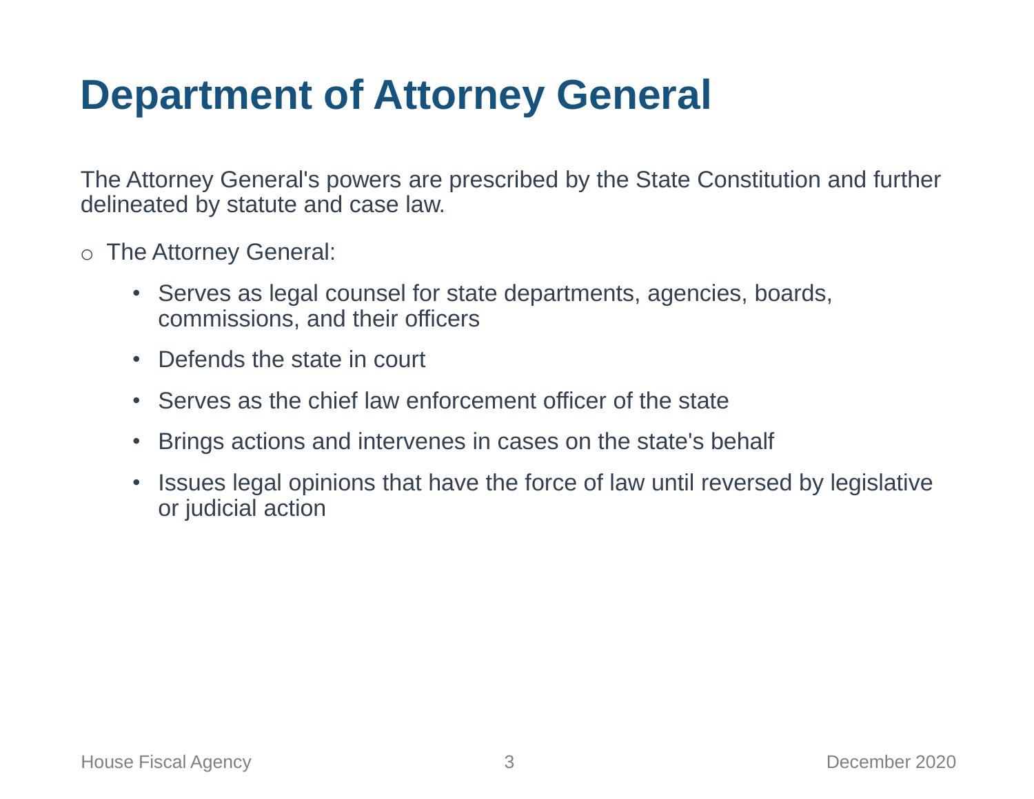# Department of Attorney General

The Attorney General's powers are prescribed by the State Constitution and further delineated by statute and case law.

- The Attorney General:
  - Serves as legal counsel for state departments, agencies, boards, commissions, and their officers
  - Defends the state in court
  - Serves as the chief law enforcement officer of the state
  - Brings actions and intervenes in cases on the state's behalf
  - Issues legal opinions that have the force of law until reversed by legislative or judicial action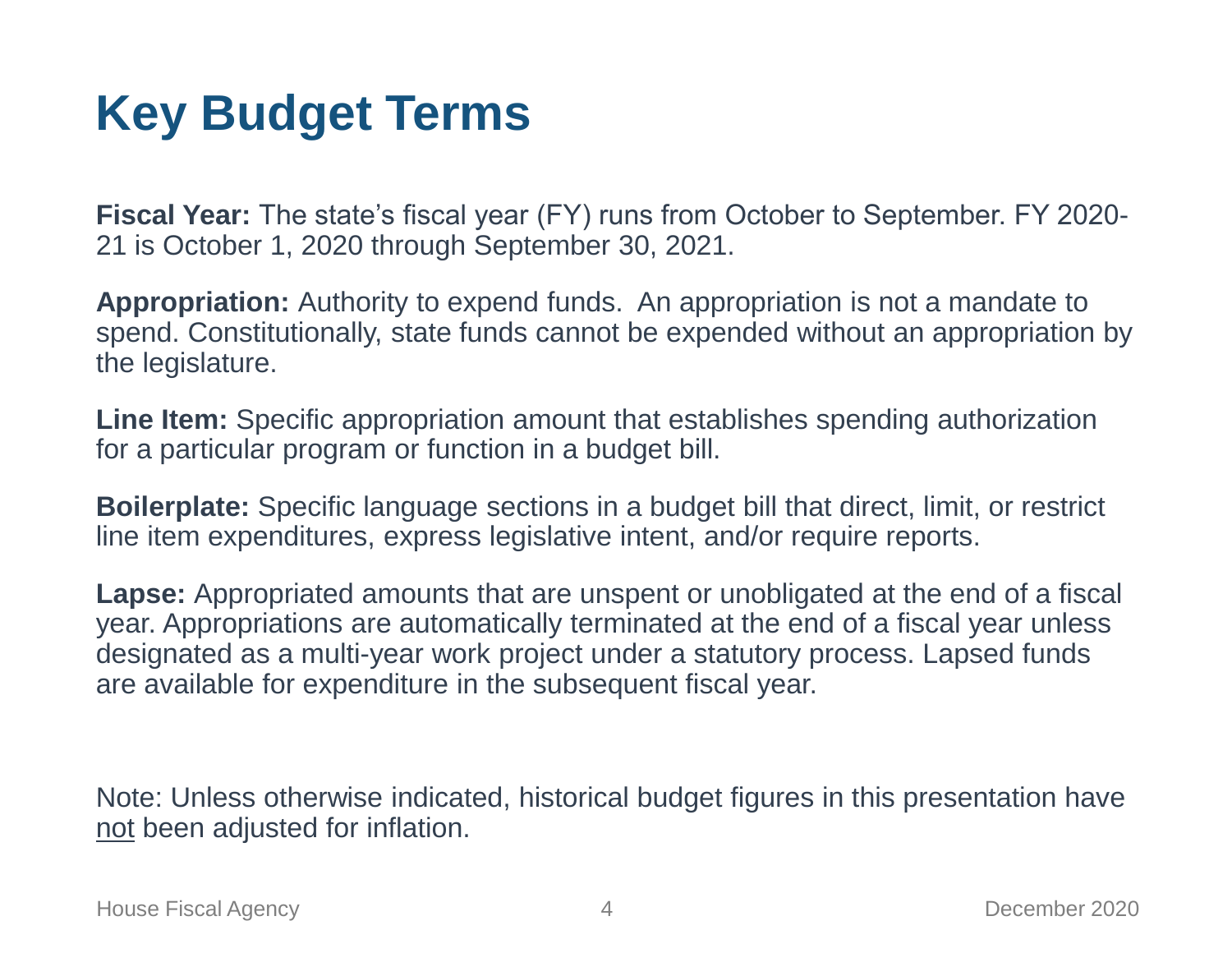# Key Budget Terms

**Fiscal Year:** The state's fiscal year (FY) runs from October to September. FY 2020-21 is October 1, 2020 through September 30, 2021.

**Appropriation:** Authority to expend funds. An appropriation is not a mandate to spend. Constitutionally, state funds cannot be expended without an appropriation by the legislature.

**Line Item:** Specific appropriation amount that establishes spending authorization for a particular program or function in a budget bill.

**Boilerplate:** Specific language sections in a budget bill that direct, limit, or restrict line item expenditures, express legislative intent, and/or require reports.

**Lapse:** Appropriated amounts that are unspent or unobligated at the end of a fiscal year. Appropriations are automatically terminated at the end of a fiscal year unless designated as a multi-year work project under a statutory process. Lapsed funds are available for expenditure in the subsequent fiscal year.

Note: Unless otherwise indicated, historical budget figures in this presentation have <u>not</u> been adjusted for inflation.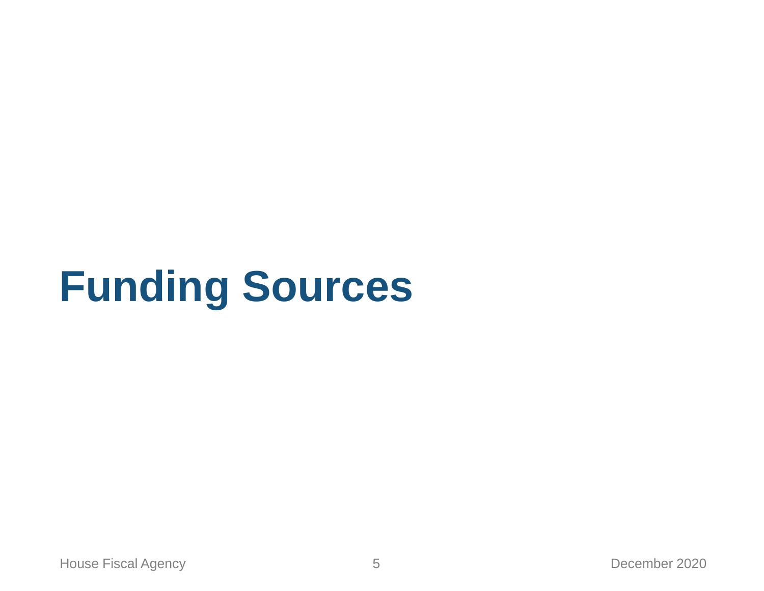# Funding Sources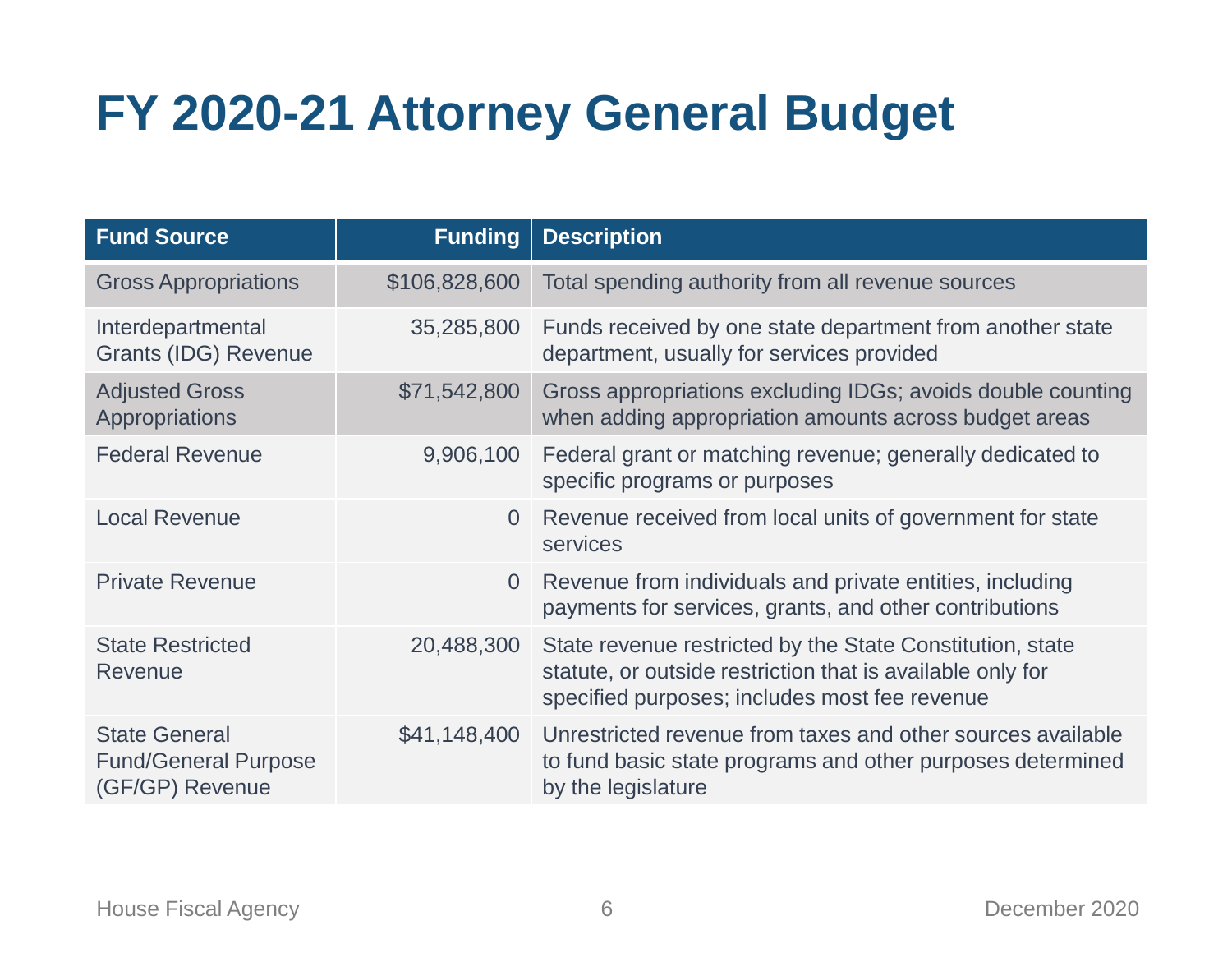# FY 2020-21 Attorney General Budget

| Fund Source | Funding | Description |
|---|---:|---|
| Gross Appropriations | $106,828,600 | Total spending authority from all revenue sources |
| Interdepartmental Grants (IDG) Revenue | 35,285,800 | Funds received by one state department from another state department, usually for services provided |
| Adjusted Gross Appropriations | $71,542,800 | Gross appropriations excluding IDGs; avoids double counting when adding appropriation amounts across budget areas |
| Federal Revenue | 9,906,100 | Federal grant or matching revenue; generally dedicated to specific programs or purposes |
| Local Revenue | 0 | Revenue received from local units of government for state services |
| Private Revenue | 0 | Revenue from individuals and private entities, including payments for services, grants, and other contributions |
| State Restricted Revenue | 20,488,300 | State revenue restricted by the State Constitution, state statute, or outside restriction that is available only for specified purposes; includes most fee revenue |
| State General Fund/General Purpose (GF/GP) Revenue | $41,148,400 | Unrestricted revenue from taxes and other sources available to fund basic state programs and other purposes determined by the legislature |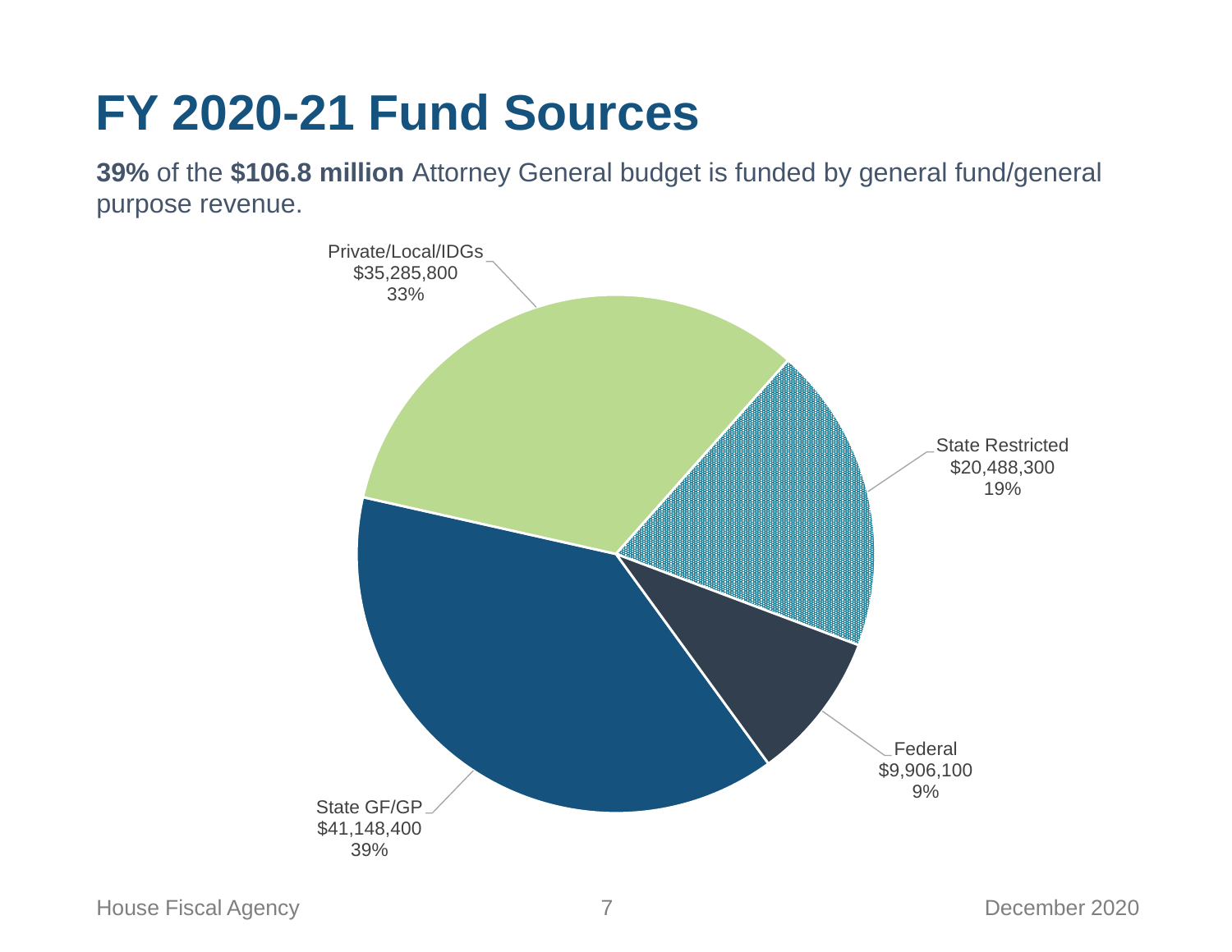# FY 2020-21 Fund Sources

**39%** of the **$106.8 million** Attorney General budget is funded by general fund/general purpose revenue.

Private/Local/IDGs
$35,285,800
33%

State Restricted
$20,488,300
19%

Federal
$9,906,100
9%

State GF/GP
$41,148,400
39%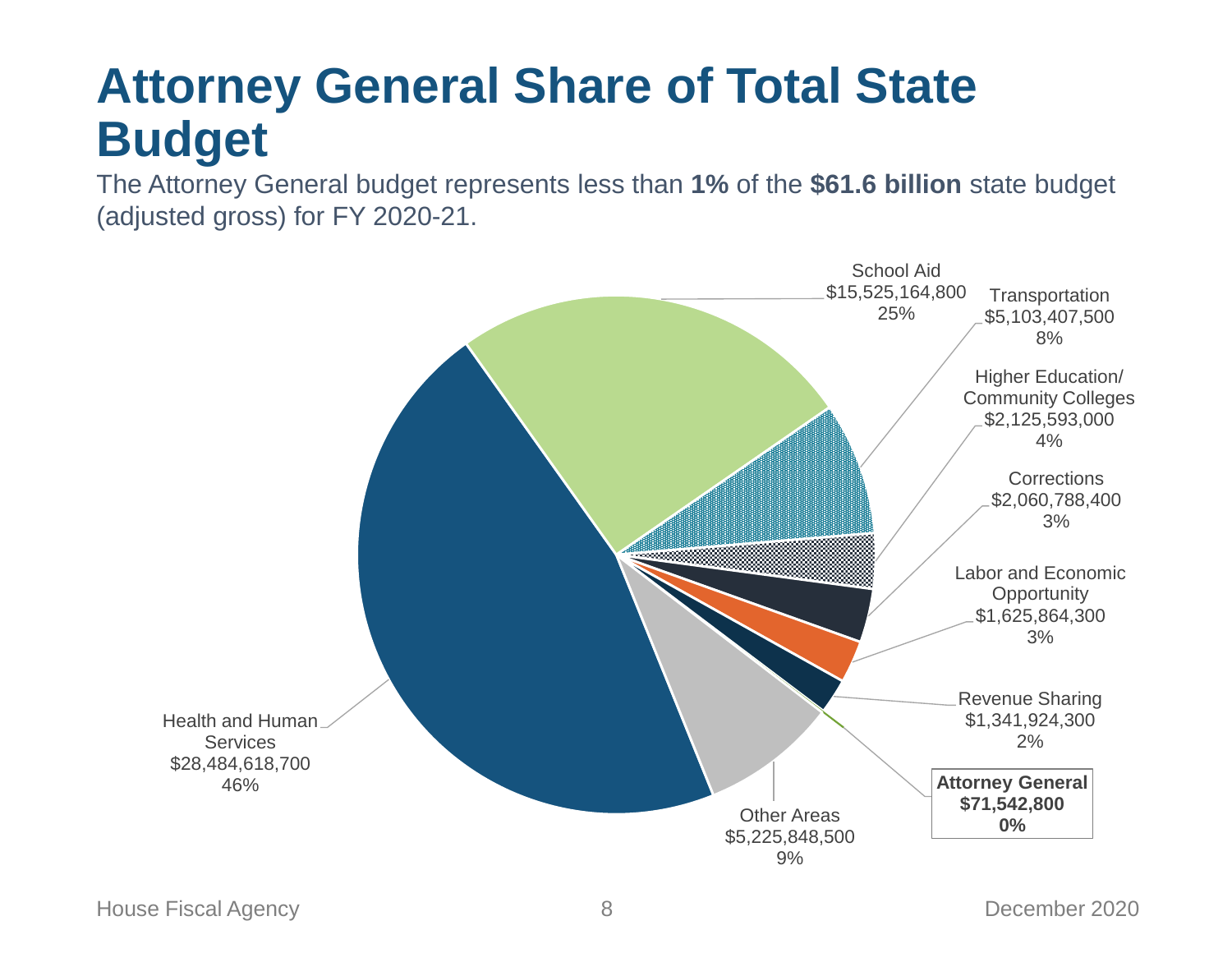# Attorney General Share of Total State Budget

The Attorney General budget represents less than **1%** of the **$61.6 billion** state budget (adjusted gross) for FY 2020-21.

School Aid
$15,525,164,800
25%

Transportation
$5,103,407,500
8%

Higher Education/
Community Colleges
$2,125,593,000
4%

Corrections
$2,060,788,400
3%

Labor and Economic
Opportunity
$1,625,864,300
3%

Revenue Sharing
$1,341,924,300
2%

**Attorney General**
**$71,542,800**
**0%**

Other Areas
$5,225,848,500
9%

Health and Human
Services
$28,484,618,700
46%

House Fiscal Agency

December 2020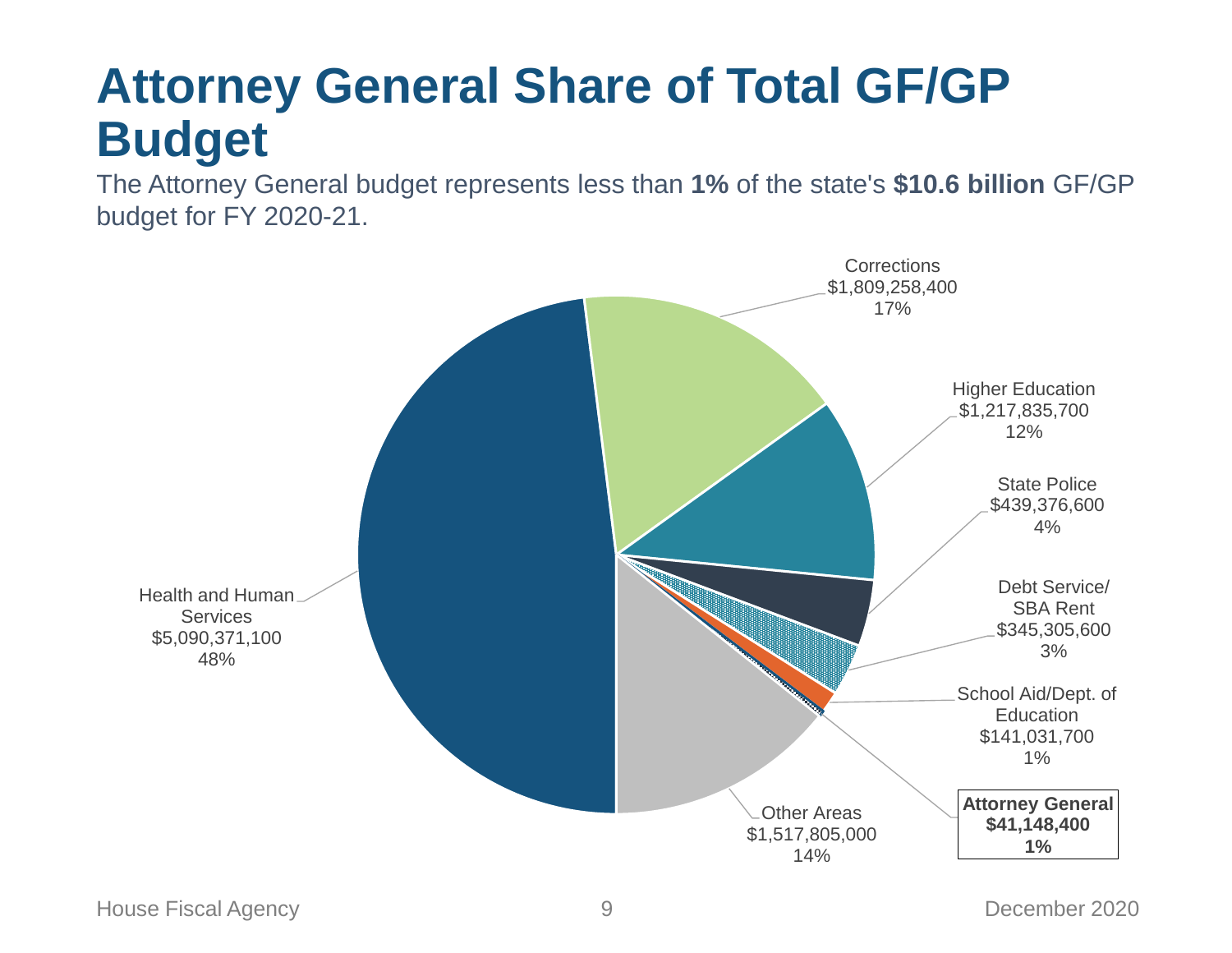# Attorney General Share of Total GF/GP Budget

The Attorney General budget represents less than **1%** of the state's **$10.6 billion** GF/GP budget for FY 2020-21.

Corrections
$1,809,258,400
17%

Higher Education
$1,217,835,700
12%

State Police
$439,376,600
4%

Debt Service/ SBA Rent
$345,305,600
3%

School Aid/Dept. of Education
$141,031,700
1%

**Attorney General**
**$41,148,400**
**1%**

Other Areas
$1,517,805,000
14%

Health and Human Services
$5,090,371,100
48%

House Fiscal Agency

December 2020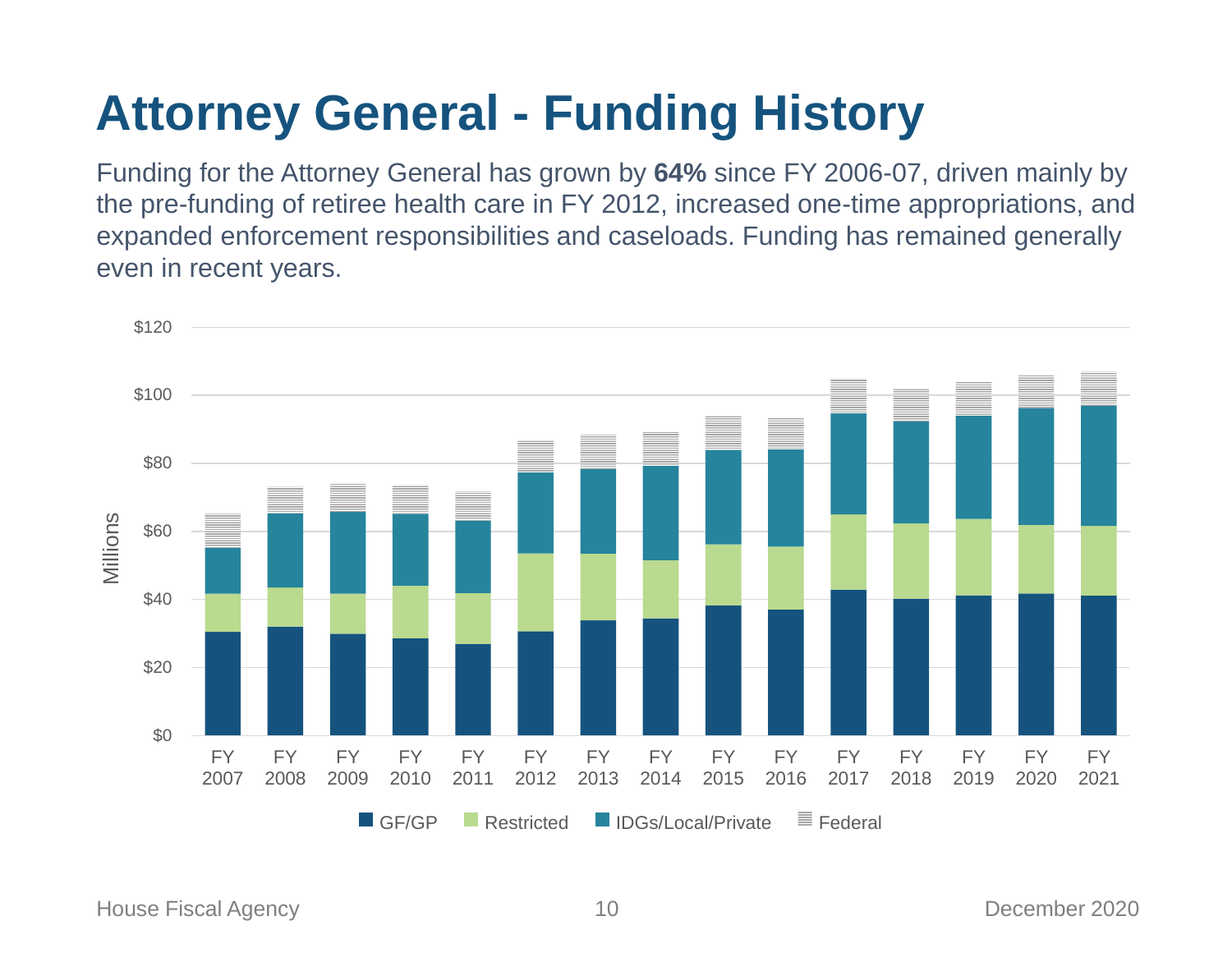# Attorney General - Funding History

Funding for the Attorney General has grown by **64%** since FY 2006-07, driven mainly by the pre-funding of retiree health care in FY 2012, increased one-time appropriations, and expanded enforcement responsibilities and caseloads. Funding has remained generally even in recent years.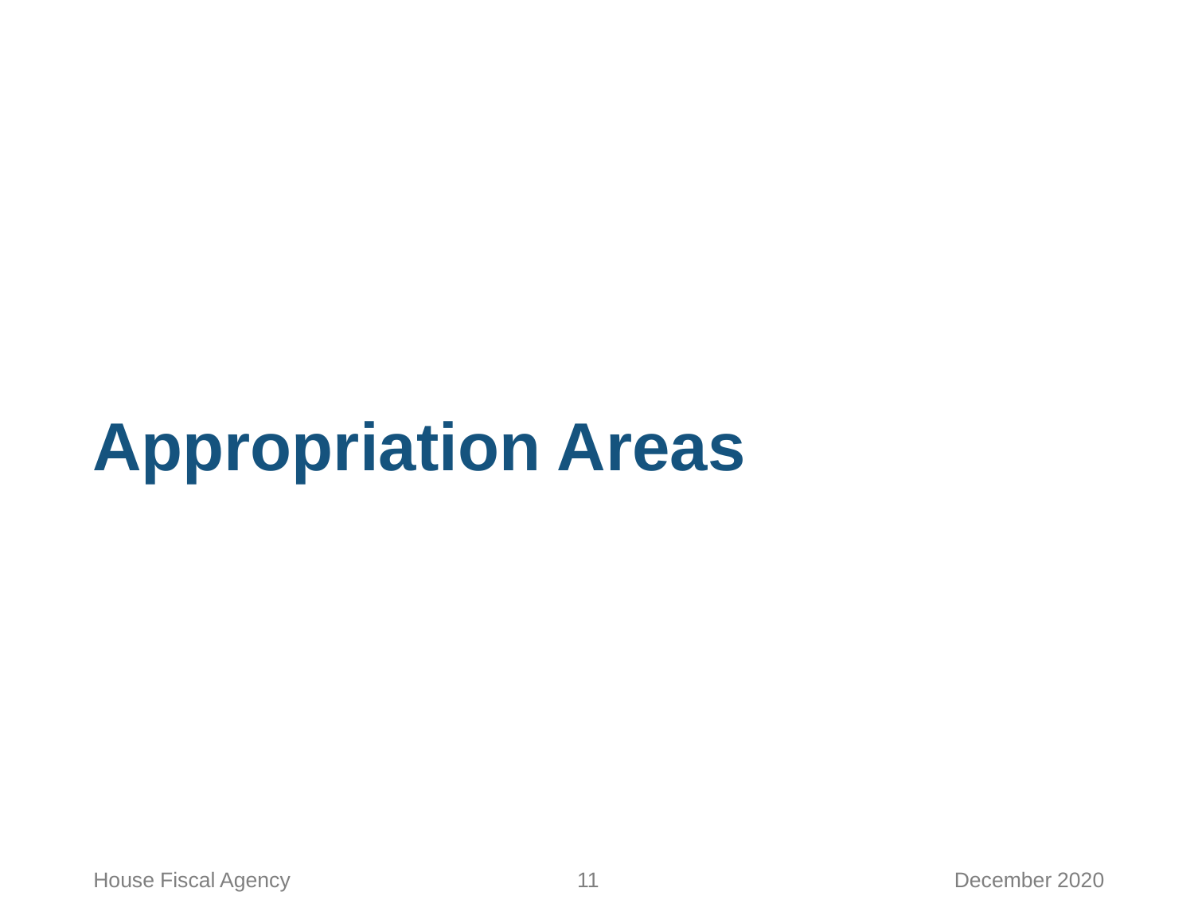# Appropriation Areas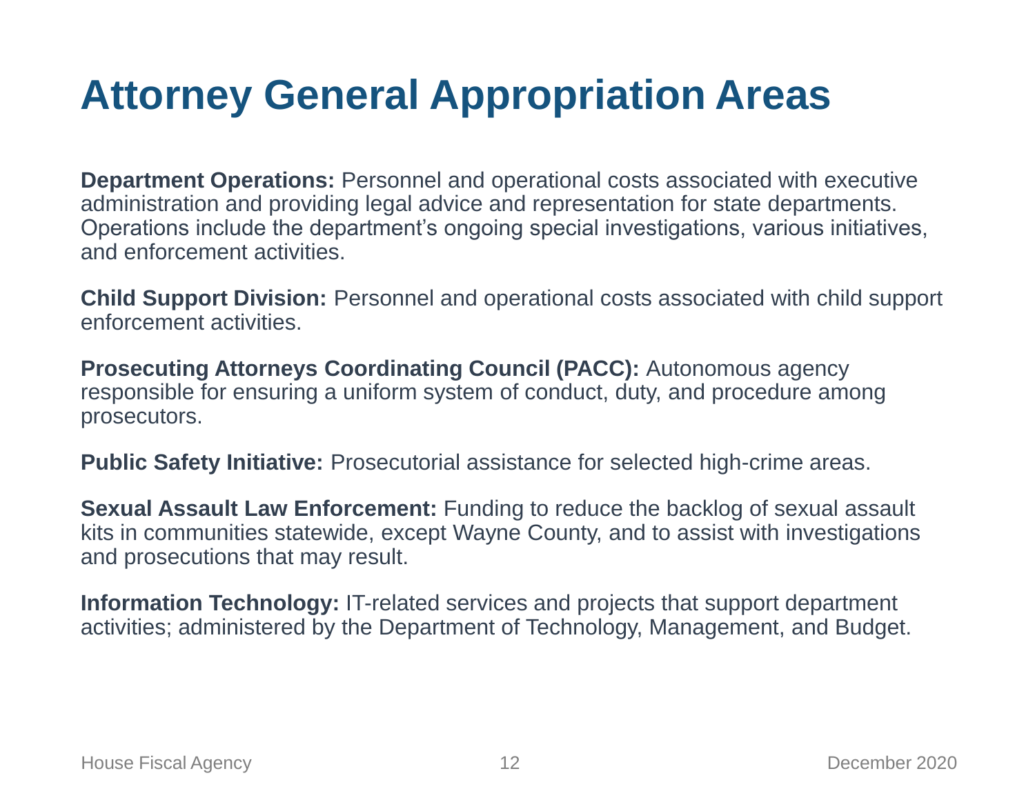# Attorney General Appropriation Areas

**Department Operations:** Personnel and operational costs associated with executive administration and providing legal advice and representation for state departments. Operations include the department's ongoing special investigations, various initiatives, and enforcement activities.

**Child Support Division:** Personnel and operational costs associated with child support enforcement activities.

**Prosecuting Attorneys Coordinating Council (PACC):** Autonomous agency responsible for ensuring a uniform system of conduct, duty, and procedure among prosecutors.

**Public Safety Initiative:** Prosecutorial assistance for selected high-crime areas.

**Sexual Assault Law Enforcement:** Funding to reduce the backlog of sexual assault kits in communities statewide, except Wayne County, and to assist with investigations and prosecutions that may result.

**Information Technology:** IT-related services and projects that support department activities; administered by the Department of Technology, Management, and Budget.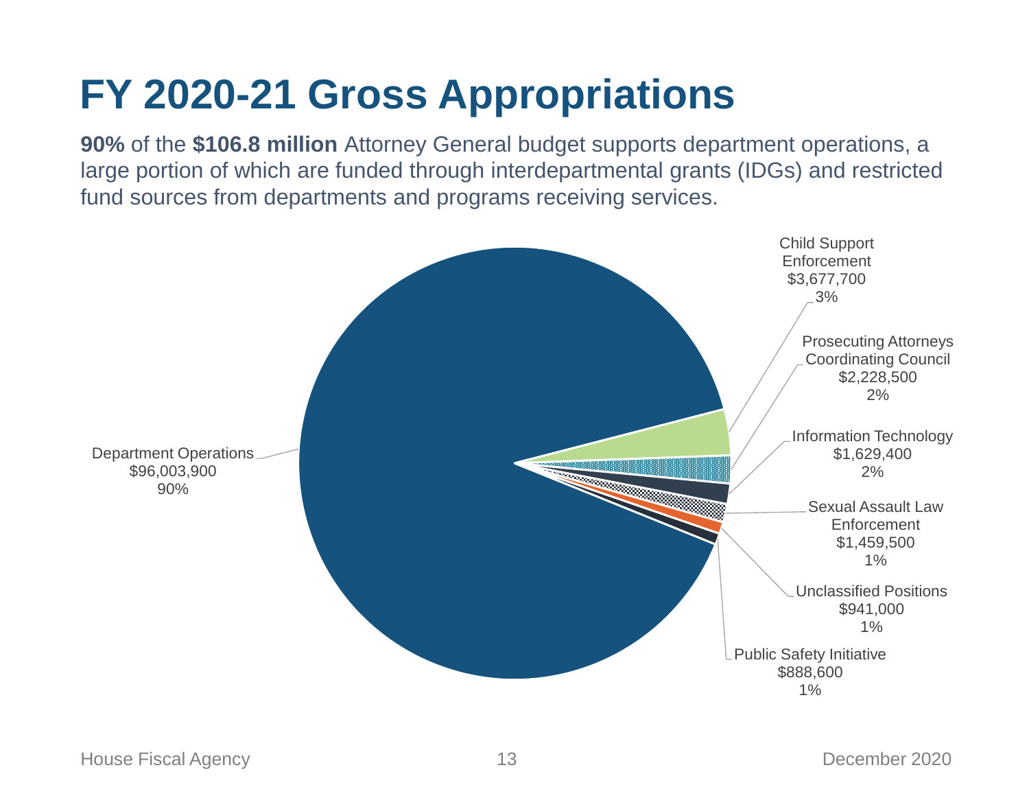# FY 2020-21 Gross Appropriations

**90%** of the **$106.8 million** Attorney General budget supports department operations, a large portion of which are funded through interdepartmental grants (IDGs) and restricted fund sources from departments and programs receiving services.

| Category | Amount | Percent |
|---|---|---|
| Department Operations | $96,003,900 | 90% |
| Child Support Enforcement | $3,677,700 | 3% |
| Prosecuting Attorneys Coordinating Council | $2,228,500 | 2% |
| Information Technology | $1,629,400 | 2% |
| Sexual Assault Law Enforcement | $1,459,500 | 1% |
| Unclassified Positions | $941,000 | 1% |
| Public Safety Initiative | $888,600 | 1% |

House Fiscal Agency | December 2020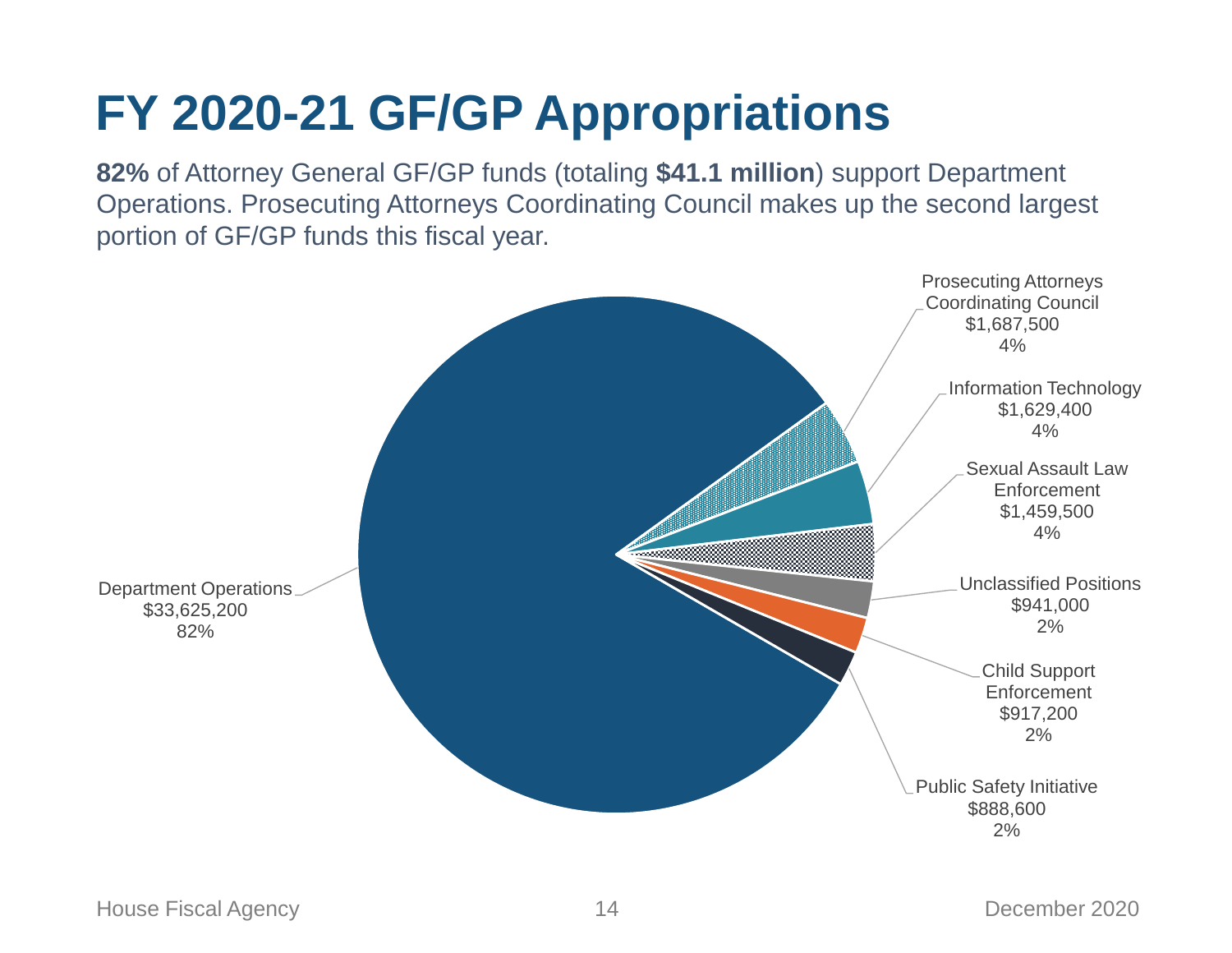# FY 2020-21 GF/GP Appropriations

**82%** of Attorney General GF/GP funds (totaling **$41.1 million**) support Department Operations. Prosecuting Attorneys Coordinating Council makes up the second largest portion of GF/GP funds this fiscal year.

Department Operations
$33,625,200
82%

Prosecuting Attorneys Coordinating Council
$1,687,500
4%

Information Technology
$1,629,400
4%

Sexual Assault Law Enforcement
$1,459,500
4%

Unclassified Positions
$941,000
2%

Child Support Enforcement
$917,200
2%

Public Safety Initiative
$888,600
2%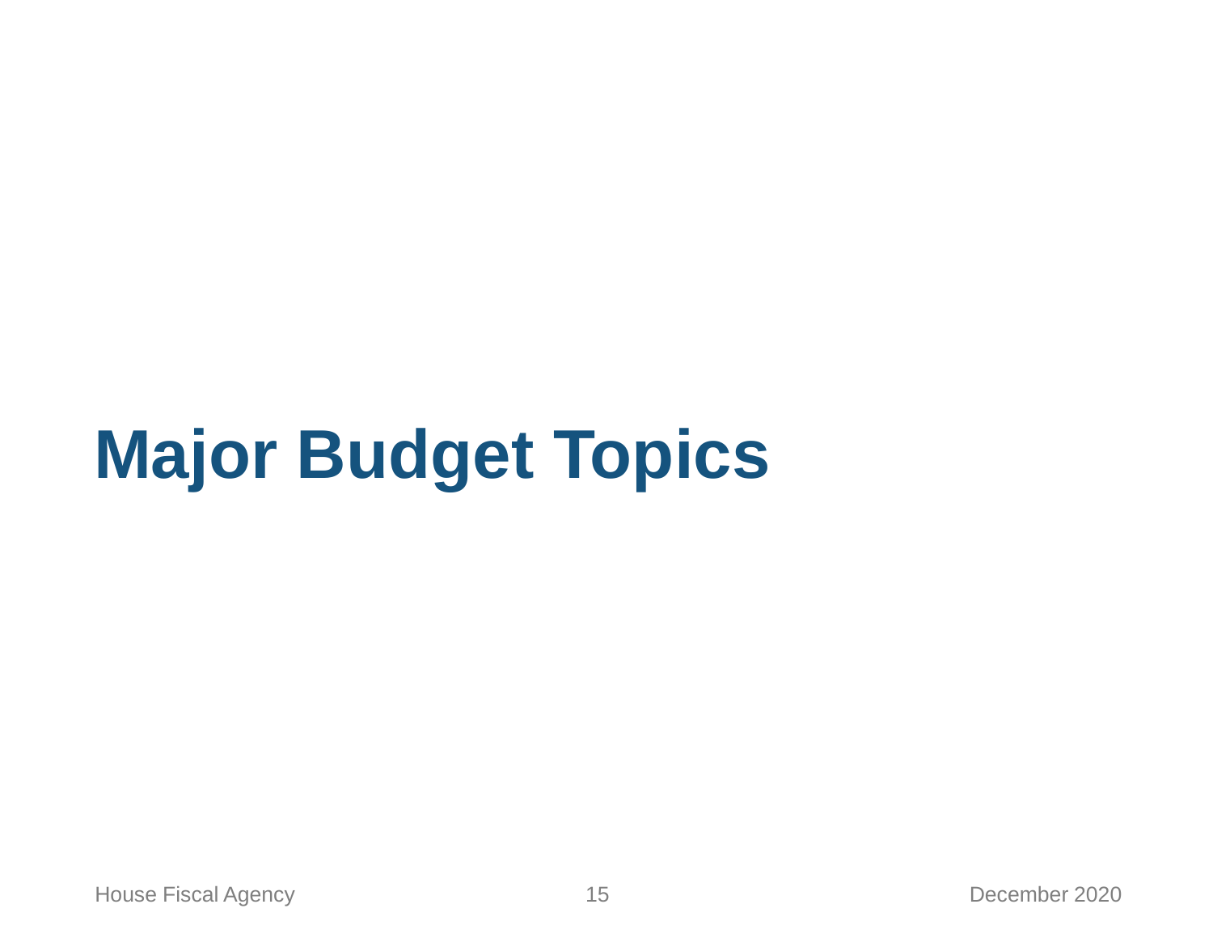# Major Budget Topics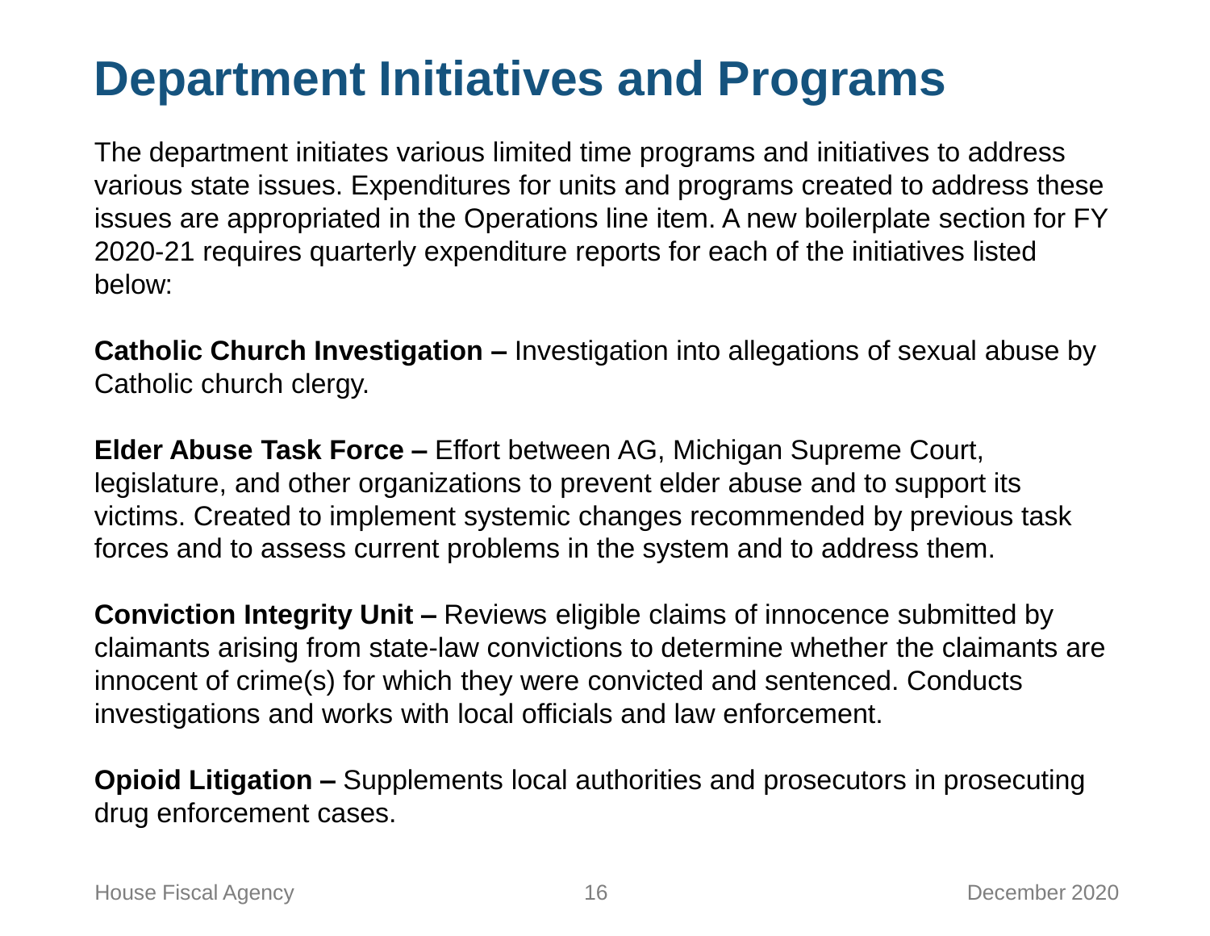# Department Initiatives and Programs

The department initiates various limited time programs and initiatives to address various state issues. Expenditures for units and programs created to address these issues are appropriated in the Operations line item. A new boilerplate section for FY 2020-21 requires quarterly expenditure reports for each of the initiatives listed below:

**Catholic Church Investigation –** Investigation into allegations of sexual abuse by Catholic church clergy.

**Elder Abuse Task Force –** Effort between AG, Michigan Supreme Court, legislature, and other organizations to prevent elder abuse and to support its victims. Created to implement systemic changes recommended by previous task forces and to assess current problems in the system and to address them.

**Conviction Integrity Unit –** Reviews eligible claims of innocence submitted by claimants arising from state-law convictions to determine whether the claimants are innocent of crime(s) for which they were convicted and sentenced. Conducts investigations and works with local officials and law enforcement.

**Opioid Litigation –** Supplements local authorities and prosecutors in prosecuting drug enforcement cases.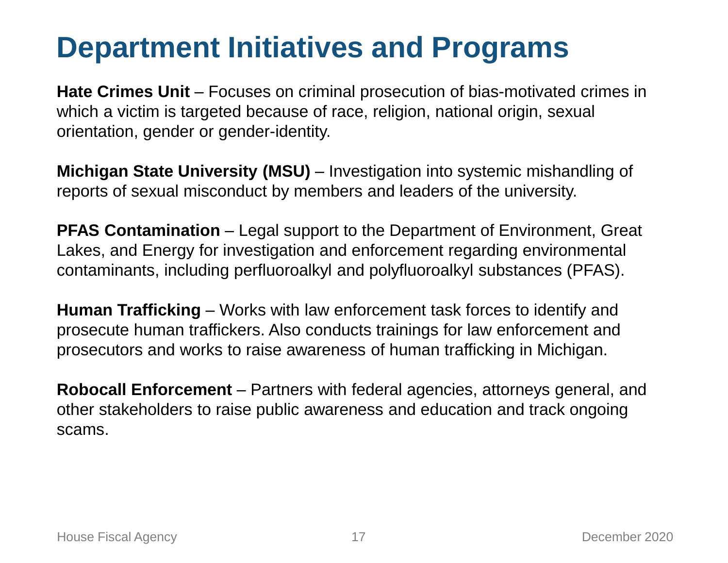# Department Initiatives and Programs

**Hate Crimes Unit** – Focuses on criminal prosecution of bias-motivated crimes in which a victim is targeted because of race, religion, national origin, sexual orientation, gender or gender-identity.

**Michigan State University (MSU)** – Investigation into systemic mishandling of reports of sexual misconduct by members and leaders of the university.

**PFAS Contamination** – Legal support to the Department of Environment, Great Lakes, and Energy for investigation and enforcement regarding environmental contaminants, including perfluoroalkyl and polyfluoroalkyl substances (PFAS).

**Human Trafficking** – Works with law enforcement task forces to identify and prosecute human traffickers. Also conducts trainings for law enforcement and prosecutors and works to raise awareness of human trafficking in Michigan.

**Robocall Enforcement** – Partners with federal agencies, attorneys general, and other stakeholders to raise public awareness and education and track ongoing scams.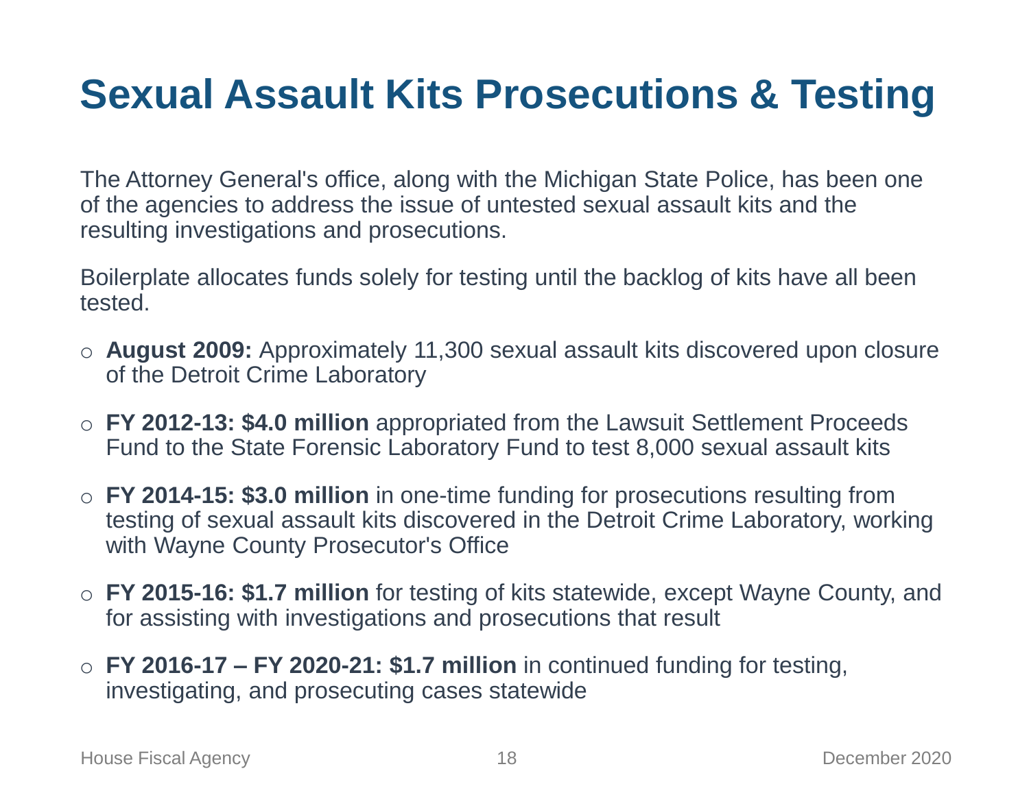# Sexual Assault Kits Prosecutions & Testing

The Attorney General's office, along with the Michigan State Police, has been one of the agencies to address the issue of untested sexual assault kits and the resulting investigations and prosecutions.

Boilerplate allocates funds solely for testing until the backlog of kits have all been tested.

- **August 2009:** Approximately 11,300 sexual assault kits discovered upon closure of the Detroit Crime Laboratory
- **FY 2012-13: $4.0 million** appropriated from the Lawsuit Settlement Proceeds Fund to the State Forensic Laboratory Fund to test 8,000 sexual assault kits
- **FY 2014-15: $3.0 million** in one-time funding for prosecutions resulting from testing of sexual assault kits discovered in the Detroit Crime Laboratory, working with Wayne County Prosecutor's Office
- **FY 2015-16: $1.7 million** for testing of kits statewide, except Wayne County, and for assisting with investigations and prosecutions that result
- **FY 2016-17 – FY 2020-21: $1.7 million** in continued funding for testing, investigating, and prosecuting cases statewide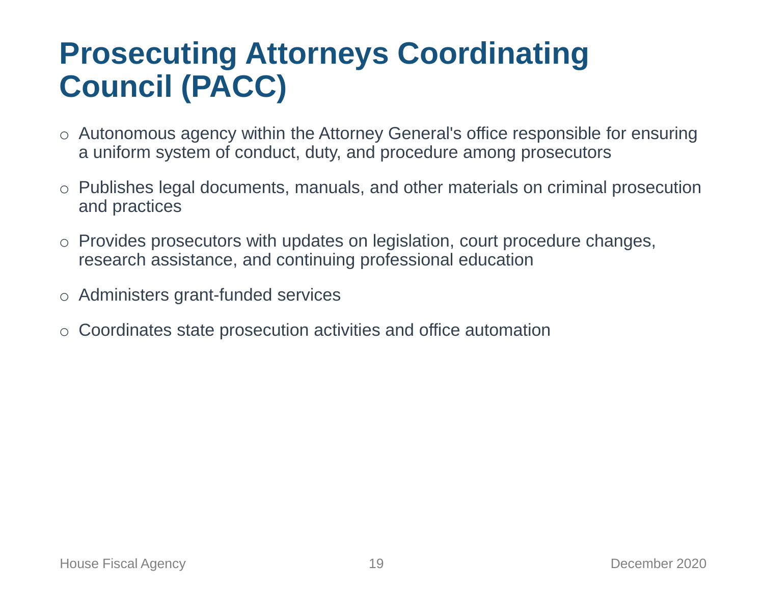# Prosecuting Attorneys Coordinating Council (PACC)

- Autonomous agency within the Attorney General's office responsible for ensuring a uniform system of conduct, duty, and procedure among prosecutors
- Publishes legal documents, manuals, and other materials on criminal prosecution and practices
- Provides prosecutors with updates on legislation, court procedure changes, research assistance, and continuing professional education
- Administers grant-funded services
- Coordinates state prosecution activities and office automation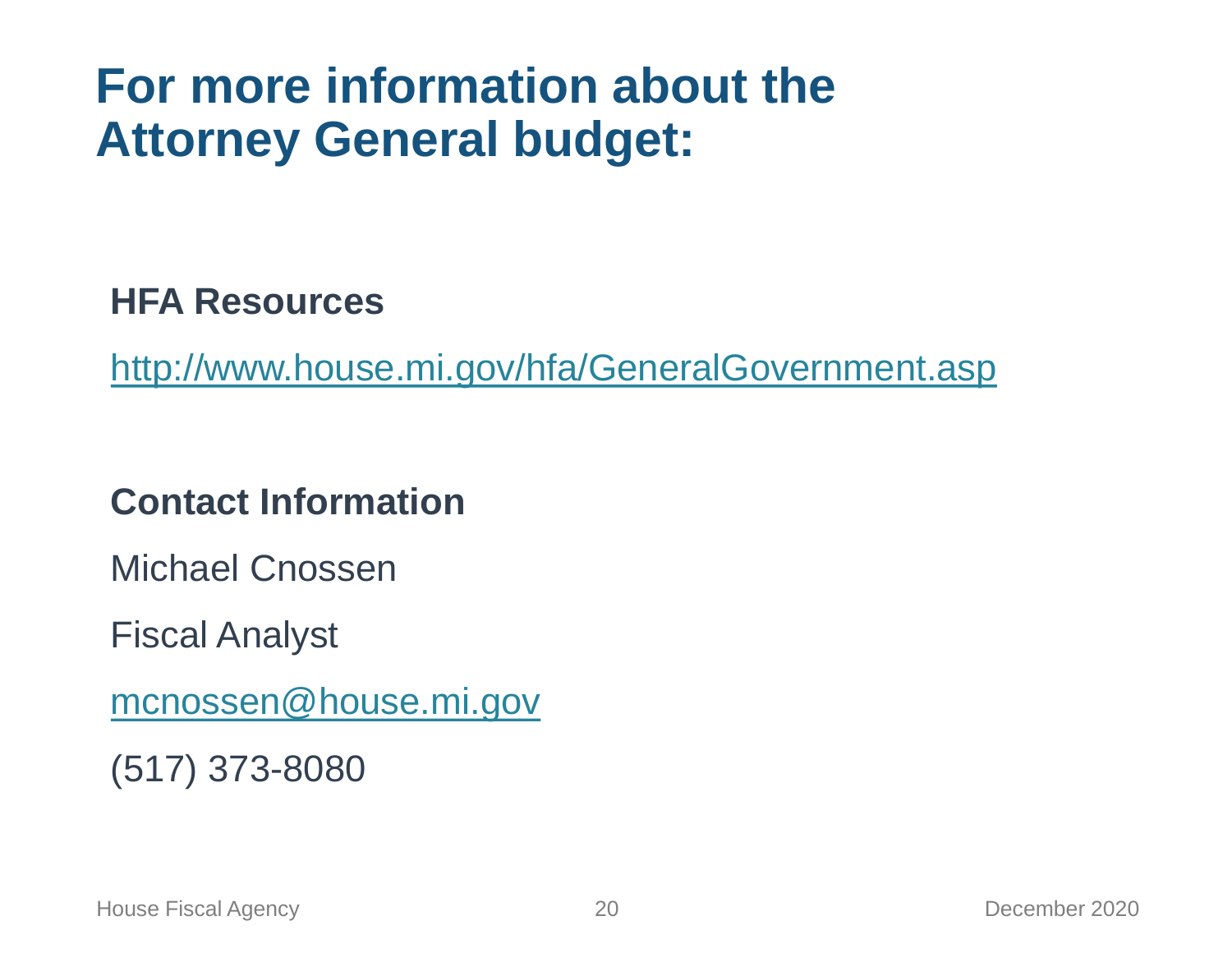# For more information about the Attorney General budget:

**HFA Resources**

http://www.house.mi.gov/hfa/GeneralGovernment.asp

**Contact Information**

Michael Cnossen

Fiscal Analyst

mcnossen@house.mi.gov

(517) 373-8080